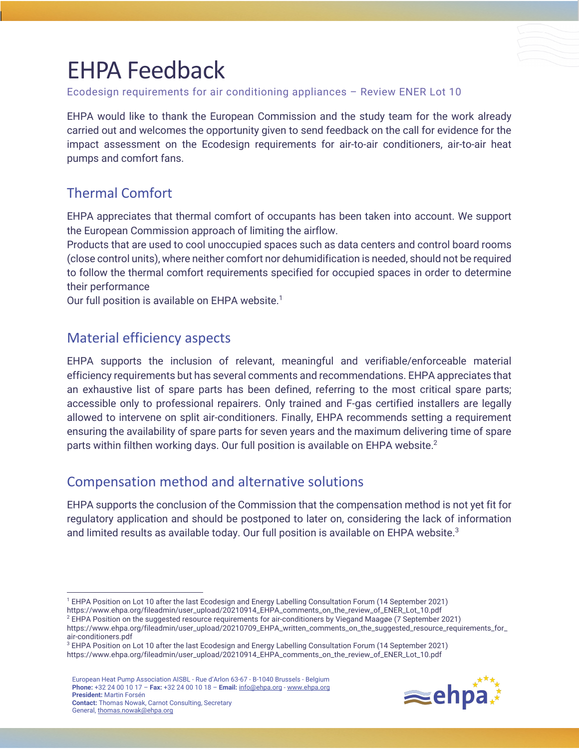# EHPA Feedback

Ecodesign requirements for air conditioning appliances – Review ENER Lot 10

EHPA would like to thank the European Commission and the study team for the work already carried out and welcomes the opportunity given to send feedback on the call for evidence for the impact assessment on the Ecodesign requirements for air-to-air conditioners, air-to-air heat pumps and comfort fans.

## Thermal Comfort

EHPA appreciates that thermal comfort of occupants has been taken into account. We support the European Commission approach of limiting the airflow.

Products that are used to cool unoccupied spaces such as data centers and control board rooms (close control units), where neither comfort nor dehumidification is needed, should not be required to follow the thermal comfort requirements specified for occupied spaces in order to determine their performance

Our full position is available on EHPA website.[1]

## Material efficiency aspects

EHPA supports the inclusion of relevant, meaningful and verifiable/enforceable material efficiency requirements but has several comments and recommendations. EHPA appreciates that an exhaustive list of spare parts has been defined, referring to the most critical spare parts; accessible only to professional repairers. Only trained and F-gas certified installers are legally allowed to intervene on split air-conditioners. Finally, EHPA recommends setting a requirement ensuring the availability of spare parts for seven years and the maximum delivering time of spare parts within filthen working days. Our full position is available on EHPA website.[2]

## Compensation method and alternative solutions

EHPA supports the conclusion of the Commission that the compensation method is not yet fit for regulatory application and should be postponed to later on, considering the lack of information and limited results as available today. Our full position is available on EHPA website.[3]

---

[1] EHPA Position on Lot 10 after the last Ecodesign and Energy Labelling Consultation Forum (14 September 2021) https://www.ehpa.org/fileadmin/user_upload/20210914_EHPA_comments_on_the_review_of_ENER_Lot_10.pdf

[2] EHPA Position on the suggested resource requirements for air-conditioners by Viegand Maagøe (7 September 2021) https://www.ehpa.org/fileadmin/user_upload/20210709_EHPA_written_comments_on_the_suggested_resource_requirements_for_air-conditioners.pdf

[3] EHPA Position on Lot 10 after the last Ecodesign and Energy Labelling Consultation Forum (14 September 2021) https://www.ehpa.org/fileadmin/user_upload/20210914_EHPA_comments_on_the_review_of_ENER_Lot_10.pdf

European Heat Pump Association AISBL - Rue d'Arlon 63-67 - B-1040 Brussels - Belgium
**Phone:** +32 24 00 10 17 – **Fax:** +32 24 00 10 18 – **Email:** info@ehpa.org - www.ehpa.org
**President:** Martin Forsén
**Contact:** Thomas Nowak, Carnot Consulting, Secretary General, thomas.nowak@ehpa.org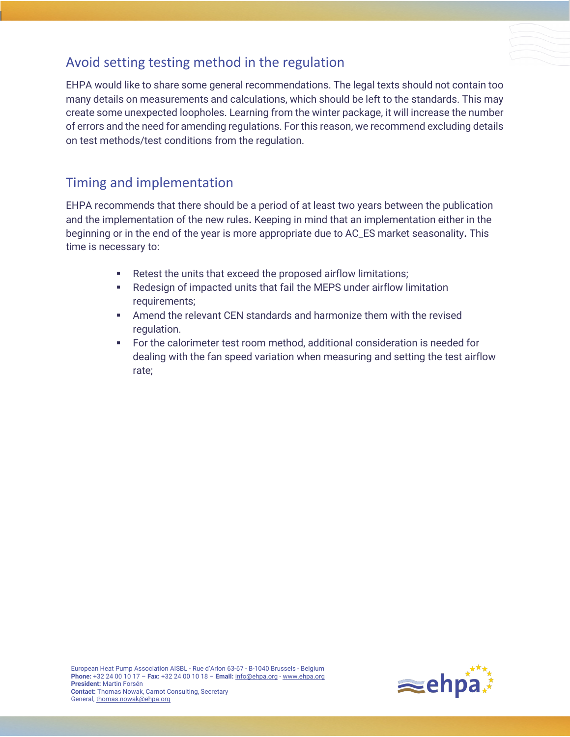## Avoid setting testing method in the regulation

EHPA would like to share some general recommendations. The legal texts should not contain too many details on measurements and calculations, which should be left to the standards. This may create some unexpected loopholes. Learning from the winter package, it will increase the number of errors and the need for amending regulations. For this reason, we recommend excluding details on test methods/test conditions from the regulation.

## Timing and implementation

EHPA recommends that there should be a period of at least two years between the publication and the implementation of the new rules**.** Keeping in mind that an implementation either in the beginning or in the end of the year is more appropriate due to AC_ES market seasonality**.** This time is necessary to:

- Retest the units that exceed the proposed airflow limitations;
- Redesign of impacted units that fail the MEPS under airflow limitation requirements;
- Amend the relevant CEN standards and harmonize them with the revised regulation.
- For the calorimeter test room method, additional consideration is needed for dealing with the fan speed variation when measuring and setting the test airflow rate;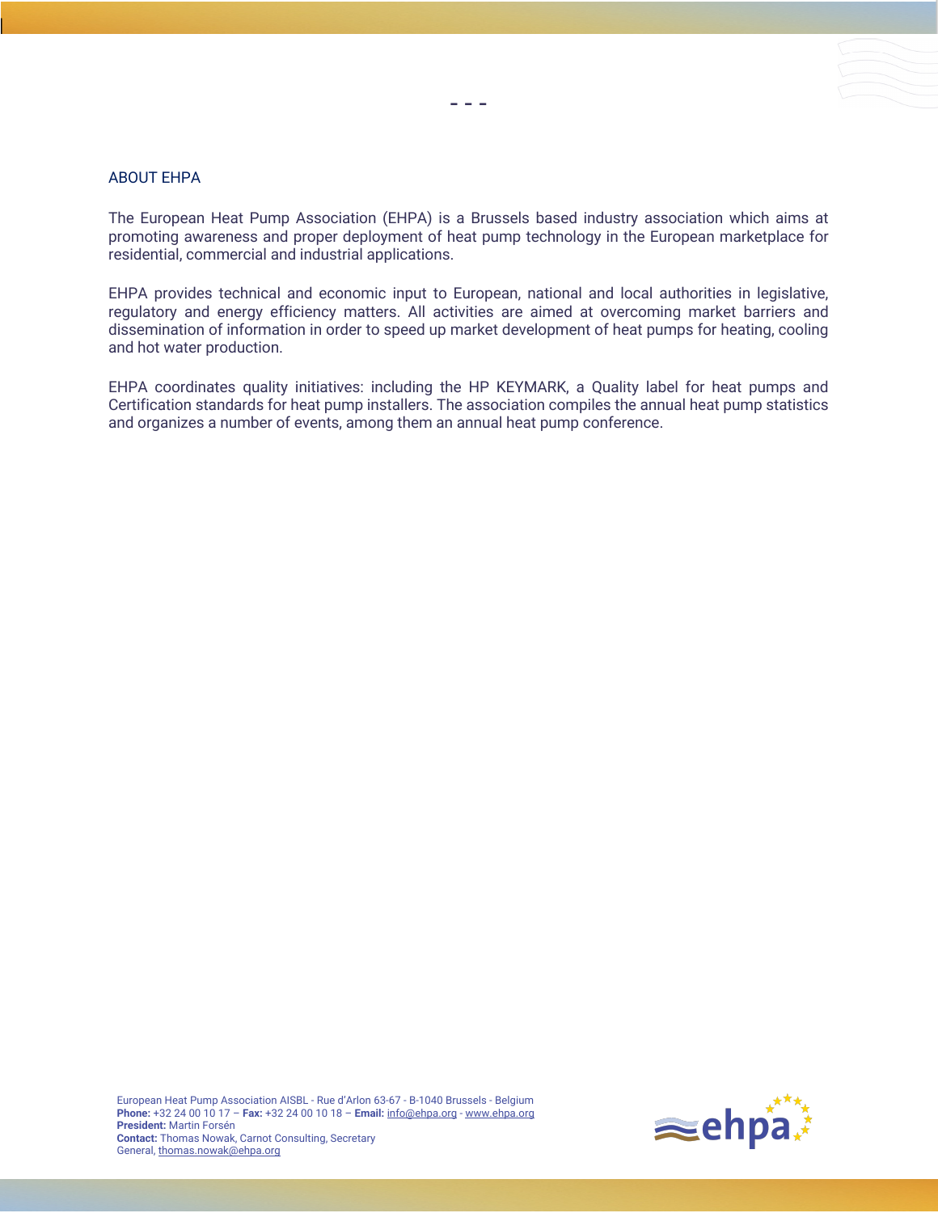- - -

## ABOUT EHPA

The European Heat Pump Association (EHPA) is a Brussels based industry association which aims at promoting awareness and proper deployment of heat pump technology in the European marketplace for residential, commercial and industrial applications.

EHPA provides technical and economic input to European, national and local authorities in legislative, regulatory and energy efficiency matters. All activities are aimed at overcoming market barriers and dissemination of information in order to speed up market development of heat pumps for heating, cooling and hot water production.

EHPA coordinates quality initiatives: including the HP KEYMARK, a Quality label for heat pumps and Certification standards for heat pump installers. The association compiles the annual heat pump statistics and organizes a number of events, among them an annual heat pump conference.

European Heat Pump Association AISBL - Rue d'Arlon 63-67 - B-1040 Brussels - Belgium
**Phone:** +32 24 00 10 17 – **Fax:** +32 24 00 10 18 – **Email:** info@ehpa.org - www.ehpa.org
**President:** Martin Forsén
**Contact:** Thomas Nowak, Carnot Consulting, Secretary General, thomas.nowak@ehpa.org